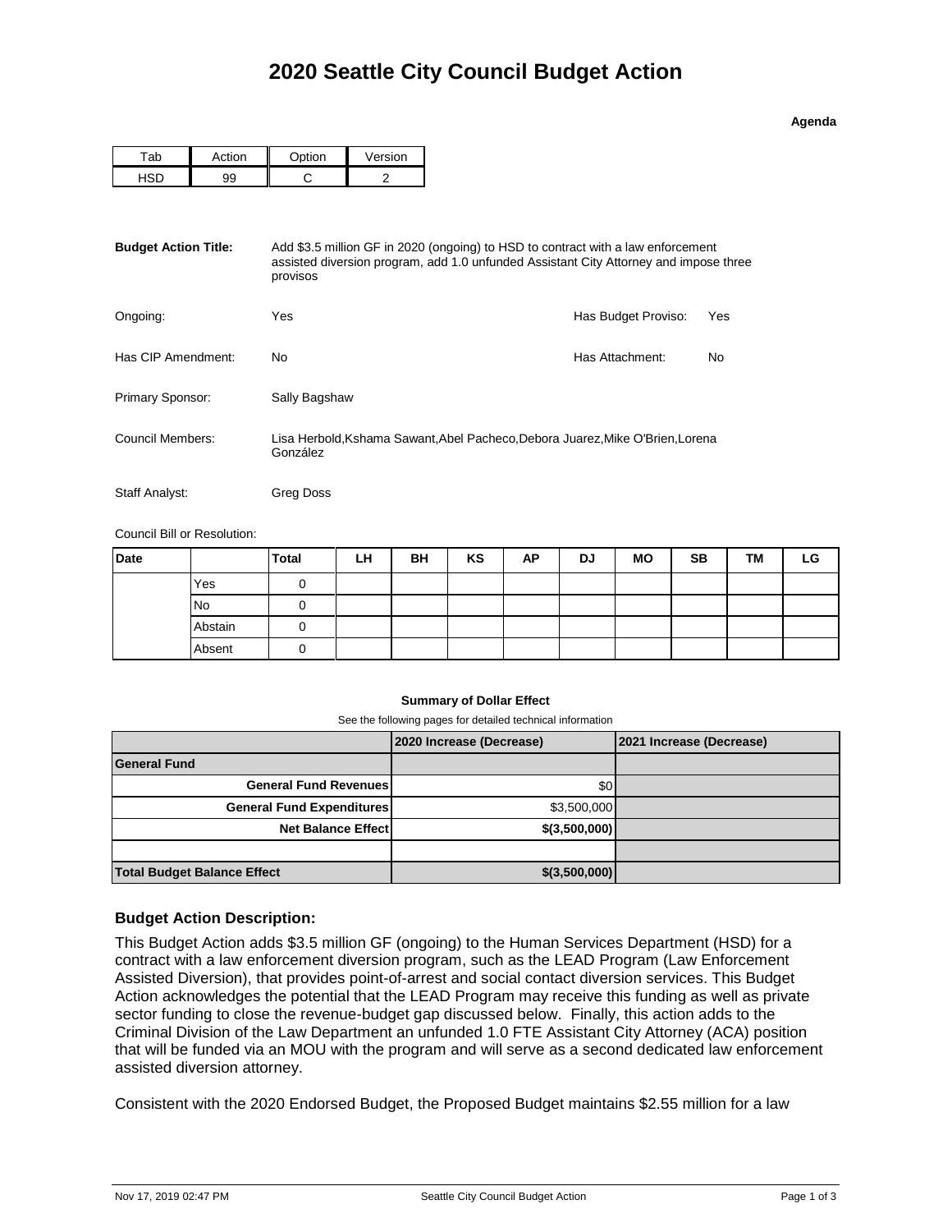# 2020 Seattle City Council Budget Action

**Agenda**

| Tab | Action | Option | Version |
|---|---|---|---|
| HSD | 99 | C | 2 |

**Budget Action Title:** Add $3.5 million GF in 2020 (ongoing) to HSD to contract with a law enforcement assisted diversion program, add 1.0 unfunded Assistant City Attorney and impose three provisos

Ongoing: Yes

Has Budget Proviso: Yes

Has CIP Amendment: No

Has Attachment: No

Primary Sponsor: Sally Bagshaw

Council Members: Lisa Herbold,Kshama Sawant,Abel Pacheco,Debora Juarez,Mike O'Brien,Lorena González

Staff Analyst: Greg Doss

Council Bill or Resolution:

| Date | | Total | LH | BH | KS | AP | DJ | MO | SB | TM | LG |
|---|---|---|---|---|---|---|---|---|---|---|---|
| | Yes | 0 | | | | | | | | | |
| | No | 0 | | | | | | | | | |
| | Abstain | 0 | | | | | | | | | |
| | Absent | 0 | | | | | | | | | |

**Summary of Dollar Effect**

See the following pages for detailed technical information

| | 2020 Increase (Decrease) | 2021 Increase (Decrease) |
|---|---|---|
| **General Fund** | | |
| **General Fund Revenues** | $0 | |
| **General Fund Expenditures** | $3,500,000 | |
| **Net Balance Effect** | $(3,500,000) | |
| | | |
| **Total Budget Balance Effect** | $(3,500,000) | |

### Budget Action Description:

This Budget Action adds $3.5 million GF (ongoing) to the Human Services Department (HSD) for a contract with a law enforcement diversion program, such as the LEAD Program (Law Enforcement Assisted Diversion), that provides point-of-arrest and social contact diversion services. This Budget Action acknowledges the potential that the LEAD Program may receive this funding as well as private sector funding to close the revenue-budget gap discussed below. Finally, this action adds to the Criminal Division of the Law Department an unfunded 1.0 FTE Assistant City Attorney (ACA) position that will be funded via an MOU with the program and will serve as a second dedicated law enforcement assisted diversion attorney.

Consistent with the 2020 Endorsed Budget, the Proposed Budget maintains $2.55 million for a law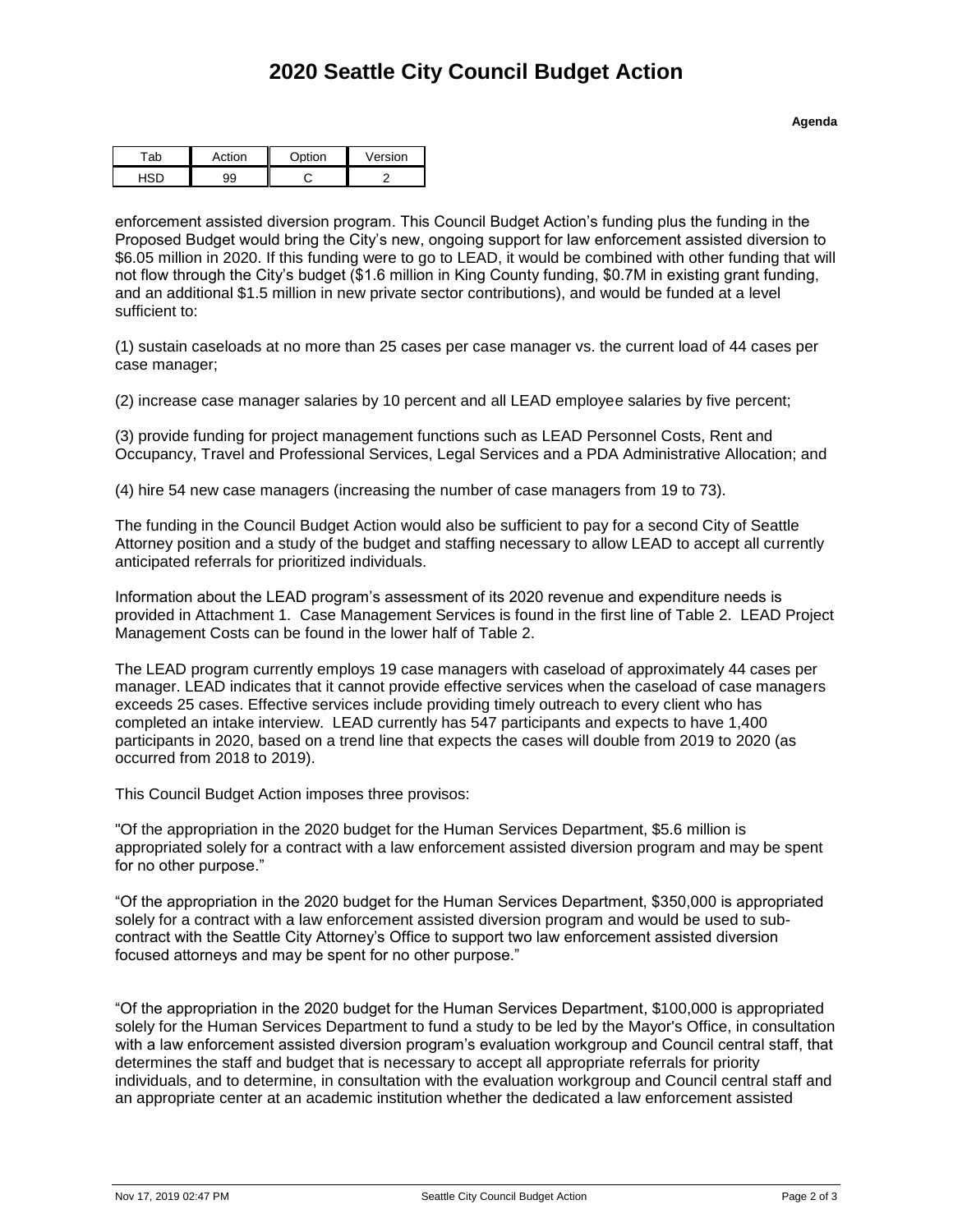# 2020 Seattle City Council Budget Action

**Agenda**

| Tab | Action | Option | Version |
|---|---|---|---|
| HSD | 99 | C | 2 |

enforcement assisted diversion program. This Council Budget Action's funding plus the funding in the Proposed Budget would bring the City's new, ongoing support for law enforcement assisted diversion to $6.05 million in 2020. If this funding were to go to LEAD, it would be combined with other funding that will not flow through the City's budget ($1.6 million in King County funding, $0.7M in existing grant funding, and an additional $1.5 million in new private sector contributions), and would be funded at a level sufficient to:

(1) sustain caseloads at no more than 25 cases per case manager vs. the current load of 44 cases per case manager;

(2) increase case manager salaries by 10 percent and all LEAD employee salaries by five percent;

(3) provide funding for project management functions such as LEAD Personnel Costs, Rent and Occupancy, Travel and Professional Services, Legal Services and a PDA Administrative Allocation; and

(4) hire 54 new case managers (increasing the number of case managers from 19 to 73).

The funding in the Council Budget Action would also be sufficient to pay for a second City of Seattle Attorney position and a study of the budget and staffing necessary to allow LEAD to accept all currently anticipated referrals for prioritized individuals.

Information about the LEAD program's assessment of its 2020 revenue and expenditure needs is provided in Attachment 1. Case Management Services is found in the first line of Table 2. LEAD Project Management Costs can be found in the lower half of Table 2.

The LEAD program currently employs 19 case managers with caseload of approximately 44 cases per manager. LEAD indicates that it cannot provide effective services when the caseload of case managers exceeds 25 cases. Effective services include providing timely outreach to every client who has completed an intake interview. LEAD currently has 547 participants and expects to have 1,400 participants in 2020, based on a trend line that expects the cases will double from 2019 to 2020 (as occurred from 2018 to 2019).

This Council Budget Action imposes three provisos:

"Of the appropriation in the 2020 budget for the Human Services Department, $5.6 million is appropriated solely for a contract with a law enforcement assisted diversion program and may be spent for no other purpose."

"Of the appropriation in the 2020 budget for the Human Services Department, $350,000 is appropriated solely for a contract with a law enforcement assisted diversion program and would be used to sub-contract with the Seattle City Attorney's Office to support two law enforcement assisted diversion focused attorneys and may be spent for no other purpose."

"Of the appropriation in the 2020 budget for the Human Services Department, $100,000 is appropriated solely for the Human Services Department to fund a study to be led by the Mayor's Office, in consultation with a law enforcement assisted diversion program's evaluation workgroup and Council central staff, that determines the staff and budget that is necessary to accept all appropriate referrals for priority individuals, and to determine, in consultation with the evaluation workgroup and Council central staff and an appropriate center at an academic institution whether the dedicated a law enforcement assisted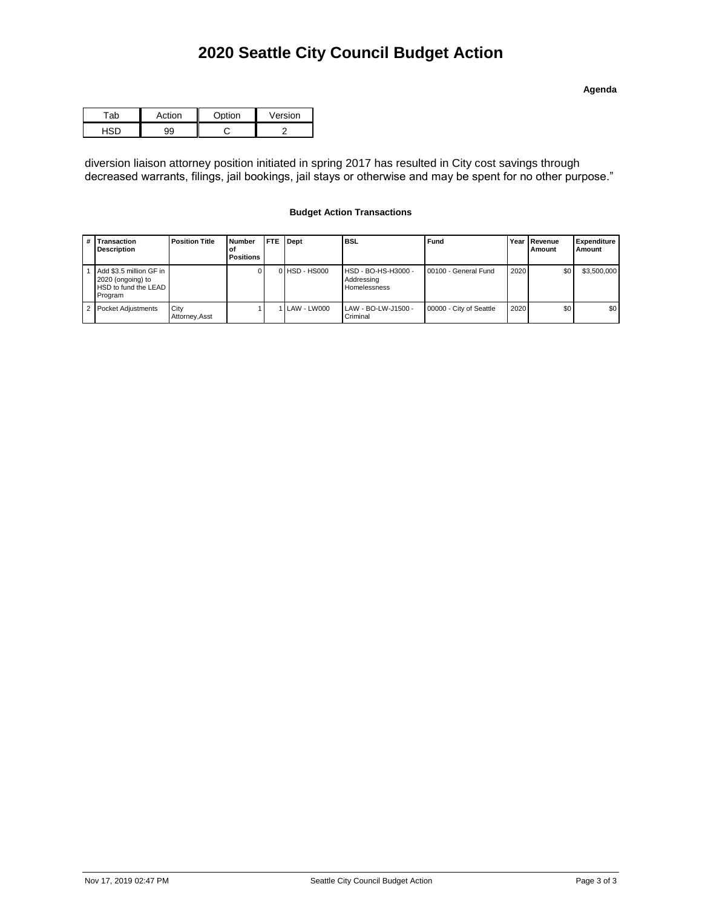# 2020 Seattle City Council Budget Action

**Agenda**

| Tab | Action | Option | Version |
|---|---|---|---|
| HSD | 99 | C | 2 |

diversion liaison attorney position initiated in spring 2017 has resulted in City cost savings through decreased warrants, filings, jail bookings, jail stays or otherwise and may be spent for no other purpose."

**Budget Action Transactions**

| # | Transaction Description | Position Title | Number of Positions | FTE | Dept | BSL | Fund | Year | Revenue Amount | Expenditure Amount |
|---|---|---|---|---|---|---|---|---|---|---|
| 1 | Add $3.5 million GF in 2020 (ongoing) to HSD to fund the LEAD Program | | 0 | 0 | HSD - HS000 | HSD - BO-HS-H3000 - Addressing Homelessness | 00100 - General Fund | 2020 | $0 | $3,500,000 |
| 2 | Pocket Adjustments | City Attorney,Asst | 1 | 1 | LAW - LW000 | LAW - BO-LW-J1500 - Criminal | 00000 - City of Seattle | 2020 | $0 | $0 |